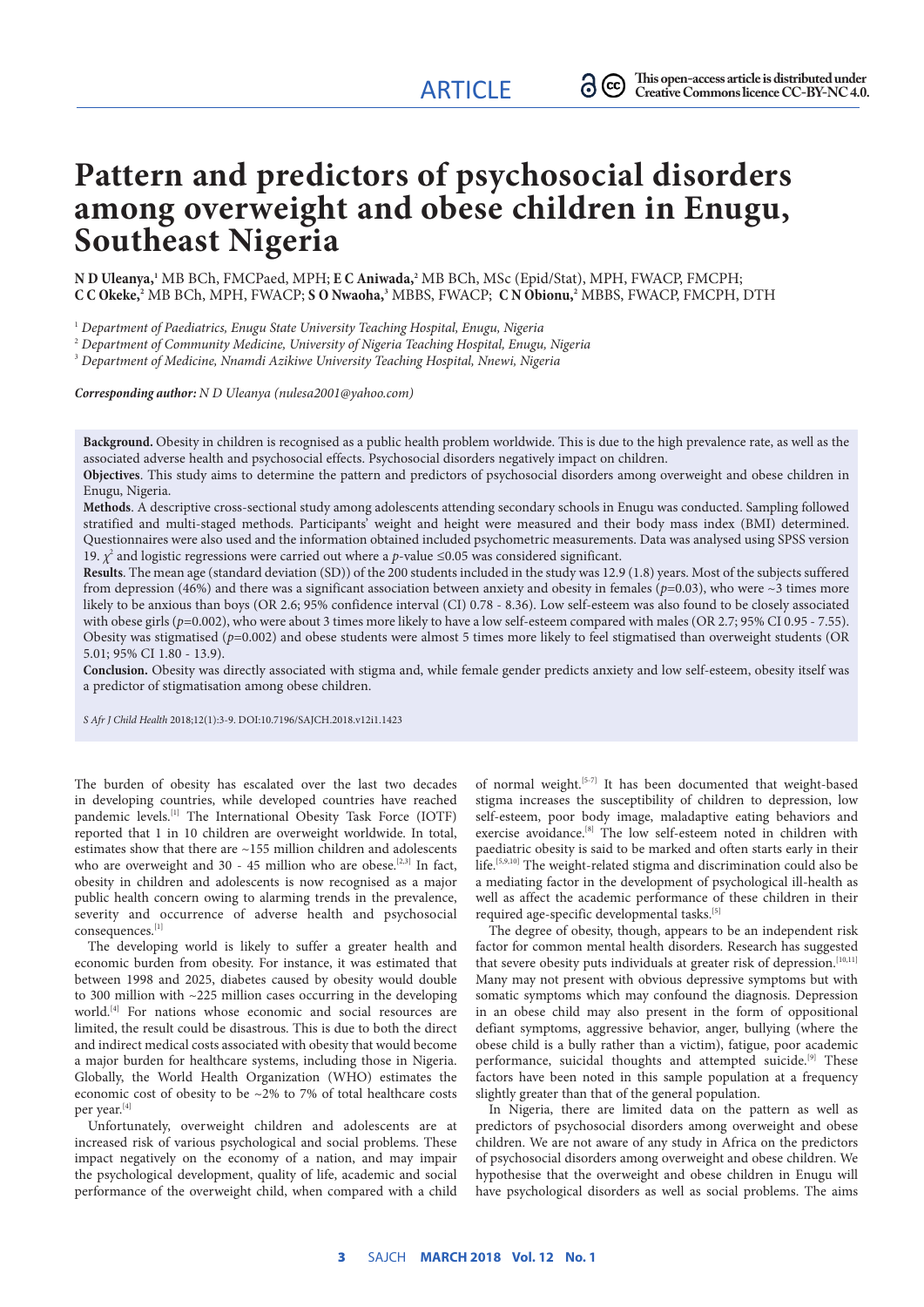ARTICLE

This open-access article is distributed under Creative Commons licence CC-BY-NC 4.0.

# Pattern and predictors of psychosocial disorders among overweight and obese children in Enugu, Southeast Nigeria

**N D Uleanya,**[1] MB BCh, FMCPaed, MPH; **E C Aniwada,**[2] MB BCh, MSc (Epid/Stat), MPH, FWACP, FMCPH; **C C Okeke,**[2] MB BCh, MPH, FWACP; **S O Nwaoha,**[3] MBBS, FWACP; **C N Obionu,**[2] MBBS, FWACP, FMCPH, DTH

[1] *Department of Paediatrics, Enugu State University Teaching Hospital, Enugu, Nigeria*

[2] *Department of Community Medicine, University of Nigeria Teaching Hospital, Enugu, Nigeria*

[3] *Department of Medicine, Nnamdi Azikiwe University Teaching Hospital, Nnewi, Nigeria*

***Corresponding author:*** *N D Uleanya (nulesa2001@yahoo.com)*

**Background.** Obesity in children is recognised as a public health problem worldwide. This is due to the high prevalence rate, as well as the associated adverse health and psychosocial effects. Psychosocial disorders negatively impact on children.

**Objectives**. This study aims to determine the pattern and predictors of psychosocial disorders among overweight and obese children in Enugu, Nigeria.

**Methods**. A descriptive cross-sectional study among adolescents attending secondary schools in Enugu was conducted. Sampling followed stratified and multi-staged methods. Participants' weight and height were measured and their body mass index (BMI) determined. Questionnaires were also used and the information obtained included psychometric measurements. Data was analysed using SPSS version 19. $\chi^2$ and logistic regressions were carried out where a *p*-value ≤0.05 was considered significant.

**Results**. The mean age (standard deviation (SD)) of the 200 students included in the study was 12.9 (1.8) years. Most of the subjects suffered from depression (46%) and there was a significant association between anxiety and obesity in females ($p$=0.03), who were ~3 times more likely to be anxious than boys (OR 2.6; 95% confidence interval (CI) 0.78 - 8.36). Low self-esteem was also found to be closely associated with obese girls ($p$=0.002), who were about 3 times more likely to have a low self-esteem compared with males (OR 2.7; 95% CI 0.95 - 7.55). Obesity was stigmatised ($p$=0.002) and obese students were almost 5 times more likely to feel stigmatised than overweight students (OR 5.01; 95% CI 1.80 - 13.9).

**Conclusion.** Obesity was directly associated with stigma and, while female gender predicts anxiety and low self-esteem, obesity itself was a predictor of stigmatisation among obese children.

*S Afr J Child Health* 2018;12(1):3-9. DOI:10.7196/SAJCH.2018.v12i1.1423

The burden of obesity has escalated over the last two decades in developing countries, while developed countries have reached pandemic levels.[1] The International Obesity Task Force (IOTF) reported that 1 in 10 children are overweight worldwide. In total, estimates show that there are ~155 million children and adolescents who are overweight and 30 - 45 million who are obese.[2,3] In fact, obesity in children and adolescents is now recognised as a major public health concern owing to alarming trends in the prevalence, severity and occurrence of adverse health and psychosocial consequences.[1]

The developing world is likely to suffer a greater health and economic burden from obesity. For instance, it was estimated that between 1998 and 2025, diabetes caused by obesity would double to 300 million with ~225 million cases occurring in the developing world.[4] For nations whose economic and social resources are limited, the result could be disastrous. This is due to both the direct and indirect medical costs associated with obesity that would become a major burden for healthcare systems, including those in Nigeria. Globally, the World Health Organization (WHO) estimates the economic cost of obesity to be ~2% to 7% of total healthcare costs per year.[4]

Unfortunately, overweight children and adolescents are at increased risk of various psychological and social problems. These impact negatively on the economy of a nation, and may impair the psychological development, quality of life, academic and social performance of the overweight child, when compared with a child of normal weight.[5-7] It has been documented that weight-based stigma increases the susceptibility of children to depression, low self-esteem, poor body image, maladaptive eating behaviors and exercise avoidance.[8] The low self-esteem noted in children with paediatric obesity is said to be marked and often starts early in their life.[5,9,10] The weight-related stigma and discrimination could also be a mediating factor in the development of psychological ill-health as well as affect the academic performance of these children in their required age-specific developmental tasks.[5]

The degree of obesity, though, appears to be an independent risk factor for common mental health disorders. Research has suggested that severe obesity puts individuals at greater risk of depression.[10,11] Many may not present with obvious depressive symptoms but with somatic symptoms which may confound the diagnosis. Depression in an obese child may also present in the form of oppositional defiant symptoms, aggressive behavior, anger, bullying (where the obese child is a bully rather than a victim), fatigue, poor academic performance, suicidal thoughts and attempted suicide.[9] These factors have been noted in this sample population at a frequency slightly greater than that of the general population.

In Nigeria, there are limited data on the pattern as well as predictors of psychosocial disorders among overweight and obese children. We are not aware of any study in Africa on the predictors of psychosocial disorders among overweight and obese children. We hypothesise that the overweight and obese children in Enugu will have psychological disorders as well as social problems. The aims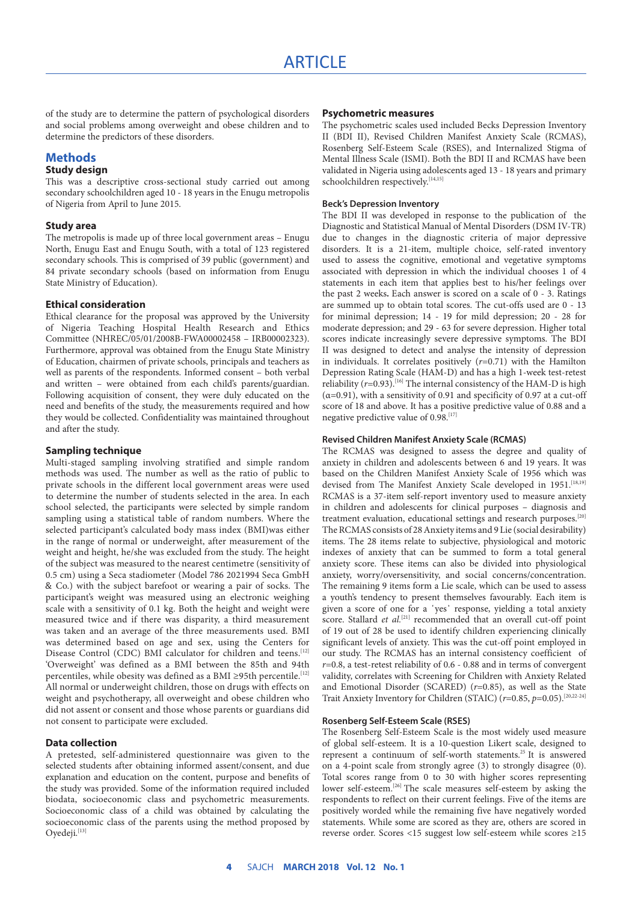of the study are to determine the pattern of psychological disorders and social problems among overweight and obese children and to determine the predictors of these disorders.

## Methods

### Study design

This was a descriptive cross-sectional study carried out among secondary schoolchildren aged 10 - 18 years in the Enugu metropolis of Nigeria from April to June 2015.

### Study area

The metropolis is made up of three local government areas – Enugu North, Enugu East and Enugu South, with a total of 123 registered secondary schools. This is comprised of 39 public (government) and 84 private secondary schools (based on information from Enugu State Ministry of Education).

### Ethical consideration

Ethical clearance for the proposal was approved by the University of Nigeria Teaching Hospital Health Research and Ethics Committee (NHREC/05/01/2008B-FWA00002458 – IRB00002323). Furthermore, approval was obtained from the Enugu State Ministry of Education, chairmen of private schools, principals and teachers as well as parents of the respondents. Informed consent – both verbal and written – were obtained from each child's parents/guardian. Following acquisition of consent, they were duly educated on the need and benefits of the study, the measurements required and how they would be collected. Confidentiality was maintained throughout and after the study.

### Sampling technique

Multi-staged sampling involving stratified and simple random methods was used. The number as well as the ratio of public to private schools in the different local government areas were used to determine the number of students selected in the area. In each school selected, the participants were selected by simple random sampling using a statistical table of random numbers. Where the selected participant's calculated body mass index (BMI)was either in the range of normal or underweight, after measurement of the weight and height, he/she was excluded from the study. The height of the subject was measured to the nearest centimetre (sensitivity of 0.5 cm) using a Seca stadiometer (Model 786 2021994 Seca GmbH & Co.) with the subject barefoot or wearing a pair of socks. The participant's weight was measured using an electronic weighing scale with a sensitivity of 0.1 kg. Both the height and weight were measured twice and if there was disparity, a third measurement was taken and an average of the three measurements used. BMI was determined based on age and sex, using the Centers for Disease Control (CDC) BMI calculator for children and teens.[12] 'Overweight' was defined as a BMI between the 85th and 94th percentiles, while obesity was defined as a BMI ≥95th percentile.[12] All normal or underweight children, those on drugs with effects on weight and psychotherapy, all overweight and obese children who did not assent or consent and those whose parents or guardians did not consent to participate were excluded.

### Data collection

A pretested, self-administered questionnaire was given to the selected students after obtaining informed assent/consent, and due explanation and education on the content, purpose and benefits of the study was provided. Some of the information required included biodata, socioeconomic class and psychometric measurements. Socioeconomic class of a child was obtained by calculating the socioeconomic class of the parents using the method proposed by Oyedeji.[13]

### Psychometric measures

The psychometric scales used included Becks Depression Inventory II (BDI II), Revised Children Manifest Anxiety Scale (RCMAS), Rosenberg Self-Esteem Scale (RSES), and Internalized Stigma of Mental Illness Scale (ISMI). Both the BDI II and RCMAS have been validated in Nigeria using adolescents aged 13 - 18 years and primary schoolchildren respectively.[14,15]

#### Beck's Depression Inventory

The BDI II was developed in response to the publication of the Diagnostic and Statistical Manual of Mental Disorders (DSM IV-TR) due to changes in the diagnostic criteria of major depressive disorders. It is a 21-item, multiple choice, self-rated inventory used to assess the cognitive, emotional and vegetative symptoms associated with depression in which the individual chooses 1 of 4 statements in each item that applies best to his/her feelings over the past 2 weeks**.** Each answer is scored on a scale of 0 - 3. Ratings are summed up to obtain total scores. The cut-offs used are 0 - 13 for minimal depression; 14 - 19 for mild depression; 20 - 28 for moderate depression; and 29 - 63 for severe depression. Higher total scores indicate increasingly severe depressive symptoms. The BDI II was designed to detect and analyse the intensity of depression in individuals. It correlates positively ($r$=0.71) with the Hamilton Depression Rating Scale (HAM-D) and has a high 1-week test-retest reliability ($r$=0.93).[16] The internal consistency of the HAM-D is high ($\alpha$=0.91), with a sensitivity of 0.91 and specificity of 0.97 at a cut-off score of 18 and above. It has a positive predictive value of 0.88 and a negative predictive value of 0.98.[17]

#### Revised Children Manifest Anxiety Scale (RCMAS)

The RCMAS was designed to assess the degree and quality of anxiety in children and adolescents between 6 and 19 years. It was based on the Children Manifest Anxiety Scale of 1956 which was devised from The Manifest Anxiety Scale developed in 1951.[18,19] RCMAS is a 37-item self-report inventory used to measure anxiety in children and adolescents for clinical purposes – diagnosis and treatment evaluation, educational settings and research purposes.[20] The RCMAS consists of 28 Anxiety items and 9 Lie (social desirability) items. The 28 items relate to subjective, physiological and motoric indexes of anxiety that can be summed to form a total general anxiety score. These items can also be divided into physiological anxiety, worry/oversensitivity, and social concerns/concentration. The remaining 9 items form a Lie scale, which can be used to assess a youth's tendency to present themselves favourably. Each item is given a score of one for a 'yes' response, yielding a total anxiety score. Stallard *et al.*[21] recommended that an overall cut-off point of 19 out of 28 be used to identify children experiencing clinically significant levels of anxiety. This was the cut-off point employed in our study. The RCMAS has an internal consistency coefficient of $r$=0.8, a test-retest reliability of 0.6 - 0.88 and in terms of convergent validity, correlates with Screening for Children with Anxiety Related and Emotional Disorder (SCARED) ($r$=0.85), as well as the State Trait Anxiety Inventory for Children (STAIC) ($r$=0.85, $p$=0.05).[20,22-24]

#### Rosenberg Self-Esteem Scale (RSES)

The Rosenberg Self-Esteem Scale is the most widely used measure of global self-esteem. It is a 10-question Likert scale, designed to represent a continuum of self-worth statements.[25] It is answered on a 4-point scale from strongly agree (3) to strongly disagree (0). Total scores range from 0 to 30 with higher scores representing lower self-esteem.[26] The scale measures self-esteem by asking the respondents to reflect on their current feelings. Five of the items are positively worded while the remaining five have negatively worded statements. While some are scored as they are, others are scored in reverse order. Scores <15 suggest low self-esteem while scores ≥15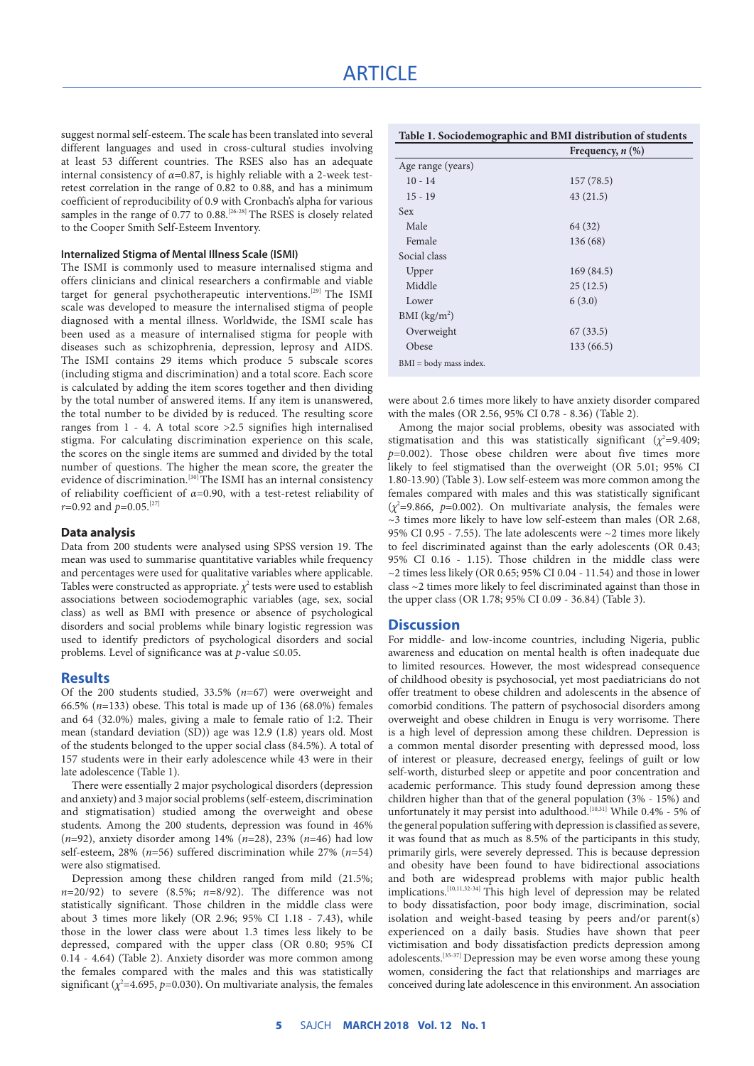suggest normal self-esteem. The scale has been translated into several different languages and used in cross-cultural studies involving at least 53 different countries. The RSES also has an adequate internal consistency of $\alpha$=0.87, is highly reliable with a 2-week test-retest correlation in the range of 0.82 to 0.88, and has a minimum coefficient of reproducibility of 0.9 with Cronbach's alpha for various samples in the range of 0.77 to 0.88.[26-28] The RSES is closely related to the Cooper Smith Self-Esteem Inventory.

#### Internalized Stigma of Mental Illness Scale (ISMI)

The ISMI is commonly used to measure internalised stigma and offers clinicians and clinical researchers a confirmable and viable target for general psychotherapeutic interventions.[29] The ISMI scale was developed to measure the internalised stigma of people diagnosed with a mental illness. Worldwide, the ISMI scale has been used as a measure of internalised stigma for people with diseases such as schizophrenia, depression, leprosy and AIDS. The ISMI contains 29 items which produce 5 subscale scores (including stigma and discrimination) and a total score. Each score is calculated by adding the item scores together and then dividing by the total number of answered items. If any item is unanswered, the total number to be divided by is reduced. The resulting score ranges from 1 - 4. A total score >2.5 signifies high internalised stigma. For calculating discrimination experience on this scale, the scores on the single items are summed and divided by the total number of questions. The higher the mean score, the greater the evidence of discrimination.[30] The ISMI has an internal consistency of reliability coefficient of $\alpha$=0.90, with a test-retest reliability of $r$=0.92 and $p$=0.05.[27]

### Data analysis

Data from 200 students were analysed using SPSS version 19. The mean was used to summarise quantitative variables while frequency and percentages were used for qualitative variables where applicable. Tables were constructed as appropriate. $\chi^2$ tests were used to establish associations between sociodemographic variables (age, sex, social class) as well as BMI with presence or absence of psychological disorders and social problems while binary logistic regression was used to identify predictors of psychological disorders and social problems. Level of significance was at $p$-value ≤0.05.

## Results

Of the 200 students studied, 33.5% ($n$=67) were overweight and 66.5% ($n$=133) obese. This total is made up of 136 (68.0%) females and 64 (32.0%) males, giving a male to female ratio of 1:2. Their mean (standard deviation (SD)) age was 12.9 (1.8) years old. Most of the students belonged to the upper social class (84.5%). A total of 157 students were in their early adolescence while 43 were in their late adolescence (Table 1).

**Table 1. Sociodemographic and BMI distribution of students**

| | Frequency, $n$ (%) |
|---|---|
| Age range (years) | |
| 10 - 14 | 157 (78.5) |
| 15 - 19 | 43 (21.5) |
| Sex | |
| Male | 64 (32) |
| Female | 136 (68) |
| Social class | |
| Upper | 169 (84.5) |
| Middle | 25 (12.5) |
| Lower | 6 (3.0) |
| BMI (kg/m$^2$) | |
| Overweight | 67 (33.5) |
| Obese | 133 (66.5) |

BMI = body mass index.

There were essentially 2 major psychological disorders (depression and anxiety) and 3 major social problems (self-esteem, discrimination and stigmatisation) studied among the overweight and obese students. Among the 200 students, depression was found in 46% ($n$=92), anxiety disorder among 14% ($n$=28), 23% ($n$=46) had low self-esteem, 28% ($n$=56) suffered discrimination while 27% ($n$=54) were also stigmatised.

Depression among these children ranged from mild (21.5%; $n$=20/92) to severe (8.5%; $n$=8/92). The difference was not statistically significant. Those children in the middle class were about 3 times more likely (OR 2.96; 95% CI 1.18 - 7.43), while those in the lower class were about 1.3 times less likely to be depressed, compared with the upper class (OR 0.80; 95% CI 0.14 - 4.64) (Table 2). Anxiety disorder was more common among the females compared with the males and this was statistically significant ($\chi^2$=4.695, $p$=0.030). On multivariate analysis, the females were about 2.6 times more likely to have anxiety disorder compared with the males (OR 2.56, 95% CI 0.78 - 8.36) (Table 2).

Among the major social problems, obesity was associated with stigmatisation and this was statistically significant ($\chi^2$=9.409; $p$=0.002). Those obese children were about five times more likely to feel stigmatised than the overweight (OR 5.01; 95% CI 1.80-13.90) (Table 3). Low self-esteem was more common among the females compared with males and this was statistically significant ($\chi^2$=9.866, $p$=0.002). On multivariate analysis, the females were ~3 times more likely to have low self-esteem than males (OR 2.68, 95% CI 0.95 - 7.55). The late adolescents were ~2 times more likely to feel discriminated against than the early adolescents (OR 0.43; 95% CI 0.16 - 1.15). Those children in the middle class were ~2 times less likely (OR 0.65; 95% CI 0.04 - 11.54) and those in lower class ~2 times more likely to feel discriminated against than those in the upper class (OR 1.78; 95% CI 0.09 - 36.84) (Table 3).

## Discussion

For middle- and low-income countries, including Nigeria, public awareness and education on mental health is often inadequate due to limited resources. However, the most widespread consequence of childhood obesity is psychosocial, yet most paediatricians do not offer treatment to obese children and adolescents in the absence of comorbid conditions. The pattern of psychosocial disorders among overweight and obese children in Enugu is very worrisome. There is a high level of depression among these children. Depression is a common mental disorder presenting with depressed mood, loss of interest or pleasure, decreased energy, feelings of guilt or low self-worth, disturbed sleep or appetite and poor concentration and academic performance. This study found depression among these children higher than that of the general population (3% - 15%) and unfortunately it may persist into adulthood.[10,31] While 0.4% - 5% of the general population suffering with depression is classified as severe, it was found that as much as 8.5% of the participants in this study, primarily girls, were severely depressed. This is because depression and obesity have been found to have bidirectional associations and both are widespread problems with major public health implications.[10,11,32-34] This high level of depression may be related to body dissatisfaction, poor body image, discrimination, social isolation and weight-based teasing by peers and/or parent(s) experienced on a daily basis. Studies have shown that peer victimisation and body dissatisfaction predicts depression among adolescents.[35-37] Depression may be even worse among these young women, considering the fact that relationships and marriages are conceived during late adolescence in this environment. An association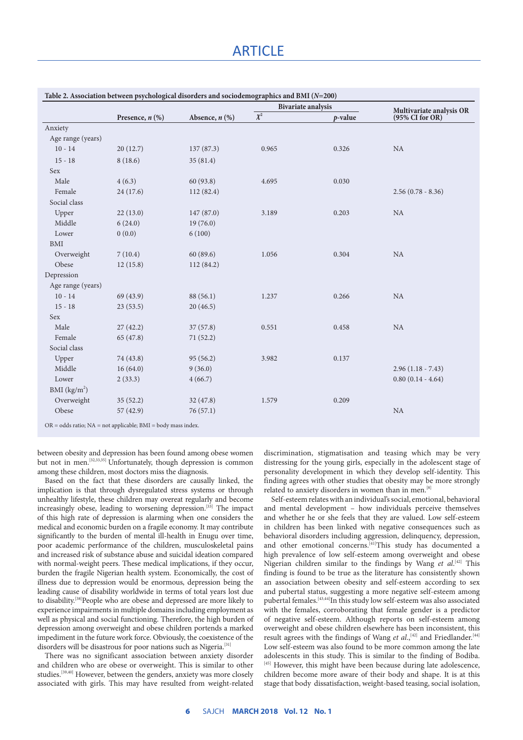**Table 2. Association between psychological disorders and sociodemographics and BMI (*N*=200)**

| | Presence, *n* (%) | Absence, *n* (%) | Bivariate analysis | | Multivariate analysis OR (95% CI for OR) |
|---|---|---|---|---|---|
| | | | $\chi^2$ | *p*-value | |
| Anxiety | | | | | |
| Age range (years) | | | | | |
| 10 - 14 | 20 (12.7) | 137 (87.3) | 0.965 | 0.326 | NA |
| 15 - 18 | 8 (18.6) | 35 (81.4) | | | |
| Sex | | | | | |
| Male | 4 (6.3) | 60 (93.8) | 4.695 | 0.030 | |
| Female | 24 (17.6) | 112 (82.4) | | | 2.56 (0.78 - 8.36) |
| Social class | | | | | |
| Upper | 22 (13.0) | 147 (87.0) | 3.189 | 0.203 | NA |
| Middle | 6 (24.0) | 19 (76.0) | | | |
| Lower | 0 (0.0) | 6 (100) | | | |
| BMI | | | | | |
| Overweight | 7 (10.4) | 60 (89.6) | 1.056 | 0.304 | NA |
| Obese | 12 (15.8) | 112 (84.2) | | | |
| Depression | | | | | |
| Age range (years) | | | | | |
| 10 - 14 | 69 (43.9) | 88 (56.1) | 1.237 | 0.266 | NA |
| 15 - 18 | 23 (53.5) | 20 (46.5) | | | |
| Sex | | | | | |
| Male | 27 (42.2) | 37 (57.8) | 0.551 | 0.458 | NA |
| Female | 65 (47.8) | 71 (52.2) | | | |
| Social class | | | | | |
| Upper | 74 (43.8) | 95 (56.2) | 3.982 | 0.137 | |
| Middle | 16 (64.0) | 9 (36.0) | | | 2.96 (1.18 - 7.43) |
| Lower | 2 (33.3) | 4 (66.7) | | | 0.80 (0.14 - 4.64) |
| BMI (kg/m$^2$) | | | | | |
| Overweight | 35 (52.2) | 32 (47.8) | 1.579 | 0.209 | |
| Obese | 57 (42.9) | 76 (57.1) | | | NA |

OR = odds ratio; NA = not applicable; BMI = body mass index.

between obesity and depression has been found among obese women but not in men.[32,33,35] Unfortunately, though depression is common among these children, most doctors miss the diagnosis.

Based on the fact that these disorders are causally linked, the implication is that through dysregulated stress systems or through unhealthy lifestyle, these children may overeat regularly and become increasingly obese, leading to worsening depression.[33] The impact of this high rate of depression is alarming when one considers the medical and economic burden on a fragile economy. It may contribute significantly to the burden of mental ill-health in Enugu over time, poor academic performance of the children, musculoskeletal pains and increased risk of substance abuse and suicidal ideation compared with normal-weight peers. These medical implications, if they occur, burden the fragile Nigerian health system. Economically, the cost of illness due to depression would be enormous, depression being the leading cause of disability worldwide in terms of total years lost due to disability.[38] People who are obese and depressed are more likely to experience impairments in multiple domains including employment as well as physical and social functioning. Therefore, the high burden of depression among overweight and obese children portends a marked impediment in the future work force. Obviously, the coexistence of the disorders will be disastrous for poor nations such as Nigeria.[31]

There was no significant association between anxiety disorder and children who are obese or overweight. This is similar to other studies.[39,40] However, between the genders, anxiety was more closely associated with girls. This may have resulted from weight-related discrimination, stigmatisation and teasing which may be very distressing for the young girls, especially in the adolescent stage of personality development in which they develop self-identity. This finding agrees with other studies that obesity may be more strongly related to anxiety disorders in women than in men.[8]

Self-esteem relates with an individual's social, emotional, behavioral and mental development – how individuals perceive themselves and whether he or she feels that they are valued. Low self-esteem in children has been linked with negative consequences such as behavioral disorders including aggression, delinquency, depression, and other emotional concerns.[41] This study has documented a high prevalence of low self-esteem among overweight and obese Nigerian children similar to the findings by Wang *et al*.[42] This finding is found to be true as the literature has consistently shown an association between obesity and self-esteem according to sex and pubertal status, suggesting a more negative self-esteem among pubertal females.[43,44] In this study low self-esteem was also associated with the females, corroborating that female gender is a predictor of negative self-esteem. Although reports on self-esteem among overweight and obese children elsewhere has been inconsistent, this result agrees with the findings of Wang *et al*.,[42] and Friedlander.[44] Low self-esteem was also found to be more common among the late adolescents in this study. This is similar to the finding of Bodiba.[45] However, this might have been because during late adolescence, children become more aware of their body and shape. It is at this stage that body dissatisfaction, weight-based teasing, social isolation,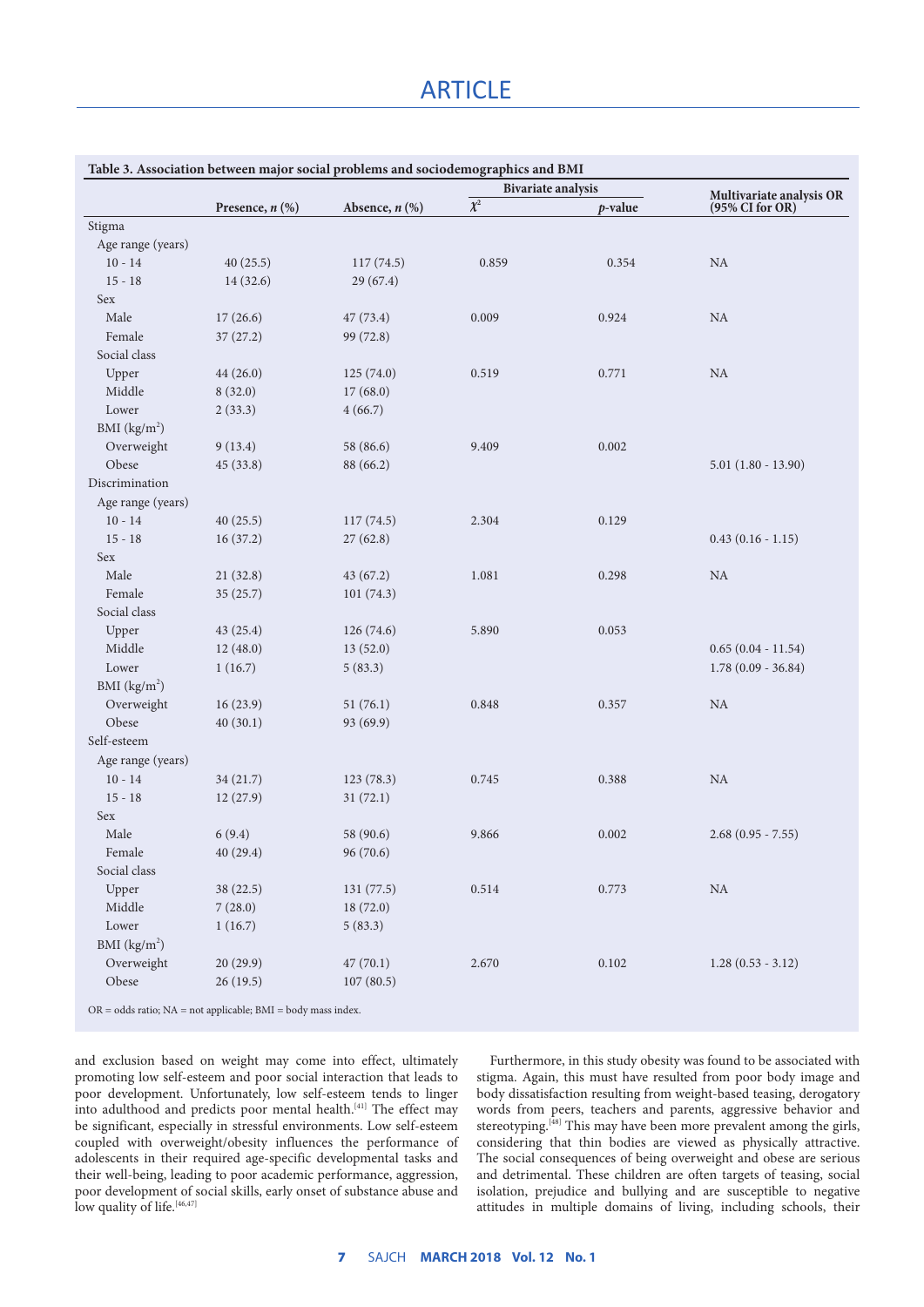**Table 3. Association between major social problems and sociodemographics and BMI**

| | Presence, *n* (%) | Absence, *n* (%) | Bivariate analysis | | Multivariate analysis OR (95% CI for OR) |
|---|---|---|---|---|---|
| | | | $\chi^2$ | *p*-value | |
| Stigma | | | | | |
| Age range (years) | | | | | |
| 10 - 14 | 40 (25.5) | 117 (74.5) | 0.859 | 0.354 | NA |
| 15 - 18 | 14 (32.6) | 29 (67.4) | | | |
| Sex | | | | | |
| Male | 17 (26.6) | 47 (73.4) | 0.009 | 0.924 | NA |
| Female | 37 (27.2) | 99 (72.8) | | | |
| Social class | | | | | |
| Upper | 44 (26.0) | 125 (74.0) | 0.519 | 0.771 | NA |
| Middle | 8 (32.0) | 17 (68.0) | | | |
| Lower | 2 (33.3) | 4 (66.7) | | | |
| BMI (kg/m$^2$) | | | | | |
| Overweight | 9 (13.4) | 58 (86.6) | 9.409 | 0.002 | |
| Obese | 45 (33.8) | 88 (66.2) | | | 5.01 (1.80 - 13.90) |
| Discrimination | | | | | |
| Age range (years) | | | | | |
| 10 - 14 | 40 (25.5) | 117 (74.5) | 2.304 | 0.129 | |
| 15 - 18 | 16 (37.2) | 27 (62.8) | | | 0.43 (0.16 - 1.15) |
| Sex | | | | | |
| Male | 21 (32.8) | 43 (67.2) | 1.081 | 0.298 | NA |
| Female | 35 (25.7) | 101 (74.3) | | | |
| Social class | | | | | |
| Upper | 43 (25.4) | 126 (74.6) | 5.890 | 0.053 | |
| Middle | 12 (48.0) | 13 (52.0) | | | 0.65 (0.04 - 11.54) |
| Lower | 1 (16.7) | 5 (83.3) | | | 1.78 (0.09 - 36.84) |
| BMI (kg/m$^2$) | | | | | |
| Overweight | 16 (23.9) | 51 (76.1) | 0.848 | 0.357 | NA |
| Obese | 40 (30.1) | 93 (69.9) | | | |
| Self-esteem | | | | | |
| Age range (years) | | | | | |
| 10 - 14 | 34 (21.7) | 123 (78.3) | 0.745 | 0.388 | NA |
| 15 - 18 | 12 (27.9) | 31 (72.1) | | | |
| Sex | | | | | |
| Male | 6 (9.4) | 58 (90.6) | 9.866 | 0.002 | 2.68 (0.95 - 7.55) |
| Female | 40 (29.4) | 96 (70.6) | | | |
| Social class | | | | | |
| Upper | 38 (22.5) | 131 (77.5) | 0.514 | 0.773 | NA |
| Middle | 7 (28.0) | 18 (72.0) | | | |
| Lower | 1 (16.7) | 5 (83.3) | | | |
| BMI (kg/m$^2$) | | | | | |
| Overweight | 20 (29.9) | 47 (70.1) | 2.670 | 0.102 | 1.28 (0.53 - 3.12) |
| Obese | 26 (19.5) | 107 (80.5) | | | |

OR = odds ratio; NA = not applicable; BMI = body mass index.

and exclusion based on weight may come into effect, ultimately promoting low self-esteem and poor social interaction that leads to poor development. Unfortunately, low self-esteem tends to linger into adulthood and predicts poor mental health.[41] The effect may be significant, especially in stressful environments. Low self-esteem coupled with overweight/obesity influences the performance of adolescents in their required age-specific developmental tasks and their well-being, leading to poor academic performance, aggression, poor development of social skills, early onset of substance abuse and low quality of life.[46,47]

Furthermore, in this study obesity was found to be associated with stigma. Again, this must have resulted from poor body image and body dissatisfaction resulting from weight-based teasing, derogatory words from peers, teachers and parents, aggressive behavior and stereotyping.[48] This may have been more prevalent among the girls, considering that thin bodies are viewed as physically attractive. The social consequences of being overweight and obese are serious and detrimental. These children are often targets of teasing, social isolation, prejudice and bullying and are susceptible to negative attitudes in multiple domains of living, including schools, their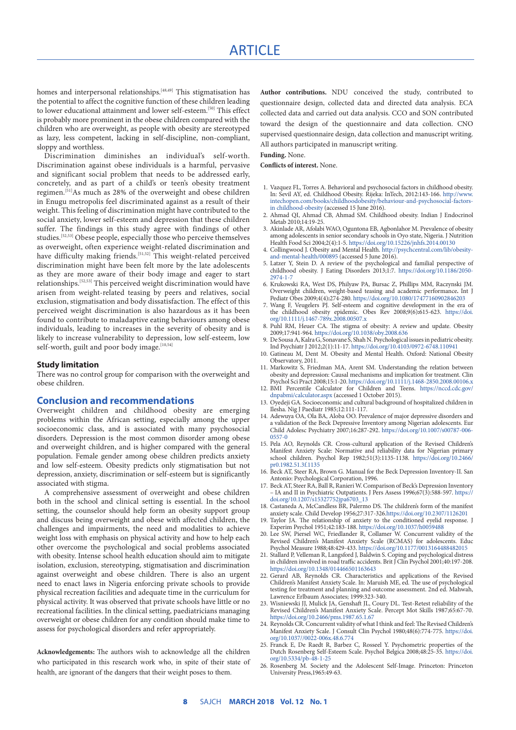homes and interpersonal relationships.[48,49] This stigmatisation has the potential to affect the cognitive function of these children leading to lower educational attainment and lower self-esteem.[50] This effect is probably more prominent in the obese children compared with the children who are overweight, as people with obesity are stereotyped as lazy, less competent, lacking in self-discipline, non-compliant, sloppy and worthless.

Discrimination diminishes an individual's self-worth. Discrimination against obese individuals is a harmful, pervasive and significant social problem that needs to be addressed early, concretely, and as part of a child's or teen's obesity treatment regimen.[51]As much as 28% of the overweight and obese children in Enugu metropolis feel discriminated against as a result of their weight. This feeling of discrimination might have contributed to the social anxiety, lower self-esteem and depression that these children suffer. The findings in this study agree with findings of other studies.[52,53] Obese people, especially those who perceive themselves as overweight, often experience weight-related discrimination and have difficulty making friends.[51,52] This weight-related perceived discrimination might have been felt more by the late adolescents as they are more aware of their body image and eager to start relationships.[52,53] This perceived weight discrimination would have arisen from weight-related teasing by peers and relatives, social exclusion, stigmatisation and body dissatisfaction. The effect of this perceived weight discrimination is also hazardous as it has been found to contribute to maladaptive eating behaviours among obese individuals, leading to increases in the severity of obesity and is likely to increase vulnerability to depression, low self-esteem, low self-worth, guilt and poor body image.[10,54]

#### Study limitation

There was no control group for comparison with the overweight and obese children.

## Conclusion and recommendations

Overweight children and childhood obesity are emerging problems within the African setting, especially among the upper socioeconomic class, and is associated with many psychosocial disorders. Depression is the most common disorder among obese and overweight children, and is higher compared with the general population. Female gender among obese children predicts anxiety and low self-esteem. Obesity predicts only stigmatisation but not depression, anxiety, discrimination or self-esteem but is significantly associated with stigma.

A comprehensive assessment of overweight and obese children both in the school and clinical setting is essential. In the school setting, the counselor should help form an obesity support group and discuss being overweight and obese with affected children, the challenges and impairments, the need and modalities to achieve weight loss with emphasis on physical activity and how to help each other overcome the psychological and social problems associated with obesity. Intense school health education should aim to mitigate isolation, exclusion, stereotyping, stigmatisation and discrimination against overweight and obese children. There is also an urgent need to enact laws in Nigeria enforcing private schools to provide physical recreation facilities and adequate time in the curriculum for physical activity. It was observed that private schools have little or no recreational facilities. In the clinical setting, paediatricians managing overweight or obese children for any condition should make time to assess for psychological disorders and refer appropriately.

**Acknowledgements:** The authors wish to acknowledge all the children who participated in this research work who, in spite of their state of health, are ignorant of the dangers that their weight poses to them.

**Author contributions.** NDU conceived the study, contributed to questionnaire design, collected data and directed data analysis. ECA collected data and carried out data analysis. CCO and SON contributed toward the design of the questionnaire and data collection. CNO supervised questionnaire design, data collection and manuscript writing. All authors participated in manuscript writing.

**Funding.** None.

**Conflicts of interest.** None.

1. Vazquez FL, Torres A. Behavioral and psychosocial factors in childhood obesity. In: Sevil AY, ed. Childhood Obesity. Rijeka: InTech, 2012:143-166. http://www.intechopen.com/books/childhoodobesity/behaviour-and-psychosocial-factors-in childhood-obesity (accessed 15 June 2016).
2. Ahmad QI, Ahmad CB, Ahmad SM. Childhood obesity. Indian J Endocrinol Metab 2010;14:19-25.
3. Akinlade AR, Afolabi WAO, Oguntona EB, Agbonlahor M. Prevalence of obesity among adolescents in senior secondary schools in Oyo state, Nigeria. J Nutrition Health Food Sci 2004;2(4):1-5. https://doi.org/10.15226/jnhfs.2014.00130
4. Collingwood J. Obesity and Mental Health. http://psychcentral.com/lib/obesity-and-mental-health/000895 (accessed 5 June 2016).
5. Latzer Y, Stein D. A review of the psychological and familial perspective of childhood obesity. J Eating Disorders 2013;1:7. https://doi.org/10.1186/2050-2974-1-7
6. Krukowski RA, West DS, Philyaw PA, Bursac Z, Phillips MM, Raczynski JM. Overweight children, weight-based teasing and academic performance. Int J Pediatr Obes 2009;4(4):274-280. https://doi.org/10.1080/17477160902846203
7. Wang F, Veugelers PJ. Self-esteem and cognitive development in the era of the childhood obesity epidemic. Obes Rev 2008;9(6):615-623. https://doi.org/10.1111/j.1467-789x.2008.00507.x
8. Puhl RM, Heuer CA. The stigma of obesity: A review and update. Obesity 2009;17:941-964. https://doi.org/10.1038/oby.2008.636
9. De Sousa A, Kalra G, Sonavane S, Shah N. Psychological issues in pediatric obesity. Ind Psychiatr J 2012;2(1):11-17. https://doi.org/10.4103/0972-6748.110941
10. Gatineau M, Dent M. Obesity and Mental Health. Oxford: National Obesity Observatory, 2011.
11. Markowitz S, Friedman MA, Arent SM. Understanding the relation between obesity and depression: Causal mechanisms and implication for treatment. Clin Psychol Sci Pract 2008;15:1-20. https://doi.org/10.1111/j.1468-2850.2008.00106.x
12. BMI Percentile Calculator for Children and Teens. https://nccd.cdc.gov/dnpabmi/calculator.aspx (accessed 1 October 2015).
13. Oyedeji GA. Socioeconomic and cultural background of hospitalized children in Ilesha. Nig J Paediatr 1985;12:111-117.
14. Adewuya OA, Ola BA, Aloba OO. Prevalence of major depressive disorders and a validation of the Beck Depression Inventory among Nigerian adolescents. Eur Child Adolesc Psychiatry 2007;16:287-292. https://doi.org/10.1007/s00787-006-0557-0
15. Pela AO, Reynolds CR. Cross-cultural application of the Revised Children's Manifest Anxiety Scale: Normative and reliability data for Nigerian primary school children. Psychol Rep 1982;51(3):1135-1138. https://doi.org/10.2466/pr0.1982.51.3f.1135
16. Beck AT, Steer RA, Brown G. Manual for the Beck Depression Inventory-II. San Antonio: Psychological Corporation, 1996.
17. Beck AT, Steer RA, Ball R, Ranieri W. Comparison of Beck's Depression Inventory – IA and II in Psychiatric Outpatients. J Pers Assess 1996;67(3):588-597. https://doi.org/10.1207/s15327752jpa6703_13
18. Castaneda A, McCandless BR, Palermo DS. The children's form of the manifest anxiety scale. Child Develop 1956;27:317-326.https://doi.org/10.2307/1126201
19. Taylor JA. The relationship of anxiety to the conditioned eyelid response. J Experim Psychol 1951;42:183-188. https://doi.org/10.1037/h0059488
20. Lee SW, Piersel WC, Friedlander R, Collamer W. Concurrent validity of the Revised Children's Manifest Anxiety Scale (RCMAS) for adolescents. Educ Psychol Measure 1988;48:429-433. https://doi.org/10.1177/0013164488482015
21. Stallard P, Velleman R, Langsford J, Baldwin S. Coping and psychological distress in children involved in road traffic accidents. Brit J Clin Psychol 2001;40:197-208. https://doi.org/10.1348/014466501163643
22. Gerard AB, Reynolds CR. Characteristics and applications of the Revised Children's Manifest Anxiety Scale. In: Maruish ME, ed. The use of psychological testing for treatment and planning and outcome assessment. 2nd ed. Mahwah, Lawrence Erlbaum Associates; 1999:323-340.
23. Wisniewski JJ, Mulick JA, Genshaft JL, Coury DL. Test-Retest reliability of the Revised Children's Manifest Anxiety Scale. Percept Mot Skills 1987;65:67-70. https://doi.org/10.2466/pms.1987.65.1.67
24. Reynolds CR. Concurrent validity of what I think and feel: The Revised Children's Manifest Anxiety Scale. J Consult Clin Psychol 1980;48(6):774-775. https://doi.org/10.1037//0022-006x.48.6.774
25. Franck E, De Raedt R, Barbez C, Rosseel Y. Psychometric properties of the Dutch Rosenberg Self-Esteem Scale. Psychol Belgica 2008;48:25-35. https://doi.org/10.5334/pb-48-1-25
26. Rosenberg M. Society and the Adolescent Self-Image. Princeton: Princeton University Press,1965:49-63.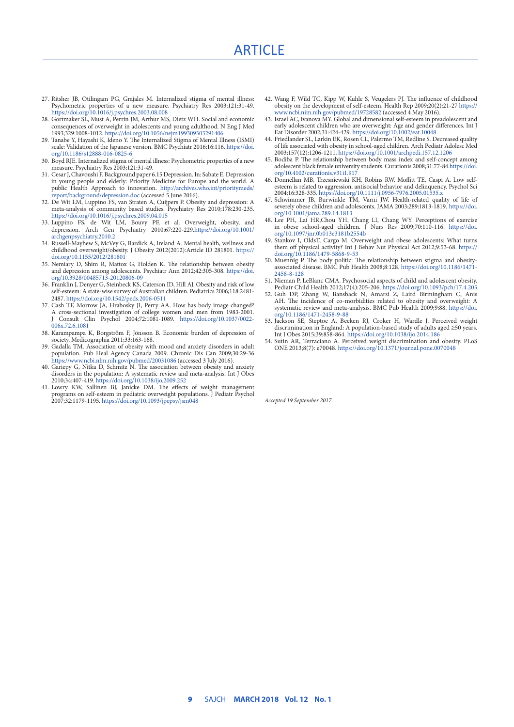27. Ritsher JB, Otilingam PG, Grajales M. Internalized stigma of mental illness: Psychometric properties of a new measure. Psychiatry Res 2003;121:31-49. https://doi.org/10.1016/j.psychres.2003.08.008
28. Gortmaker SL, Must A, Perrin JM, Arthur MS, Dietz WH. Social and economic consequences of overweight in adolescents and young adulthood. N Eng J Med 1993;329:1008-1012. https://doi.org/10.1056/nejm199309303291406
29. Tanabe Y, Hayashi K, Ideno Y. The Internalized Stigma of Mental Illness (ISMI) scale: Validation of the Japanese version. BMC Psychiatr 2016;16:116. https://doi.org/10.1186/s12888-016-0825-6
30. Boyd RJE. Internalized stigma of mental illness: Psychometric properties of a new measure. Psychiatry Res 2003;121:31-49.
31. Cesar J, Chavoushi F. Background paper 6.15 Depression. In: Sabate E. Depression in young people and elderly: Priority Medicine for Europe and the world. A public Health Approach to innovation. http://archives.who.int/prioritymeds/report/background/depression.doc (accessed 5 June 2016).
32. De Wit LM, Luppino FS, van Straten A, Cuijpers P. Obesity and depression: A meta-analysis of community based studies. Psychiatry Res 2010;178:230-235. https://doi.org/10.1016/j.psychres.2009.04.015
33. Luppino FS, de Wit LM, Bouvy PF, et al. Overweight, obesity, and depression. Arch Gen Psychiatry 2010;67:220-229.https://doi.org/10.1001/archgenpsychiatry.2010.2
34. Russell-Mayhew S, McVey G, Bardick A, Ireland A. Mental health, wellness and childhood overweight/obesity. J Obesity 2012(2012):Article ID 281801. https://doi.org/10.1155/2012/281801
35. Nemiary D, Shim R, Mattox G, Holden K. The relationship between obesity and depression among adolescents. Psychiatr Ann 2012;42:305-308. https://doi.org/10.3928/00485713-20120806-09
36. Franklin J, Denyer G, Steinbeck KS, Caterson ID, Hill AJ. Obesity and risk of low self-esteem: A state-wise survey of Australian children. Pediatrics 2006;118:2481-2487. https://doi.org/10.1542/peds.2006-0511
37. Cash TF, Morrow JA, Hrabosky JI, Perry AA. How has body image changed? A cross-sectional investigation of college women and men from 1983-2001. J Consult Clin Psychol 2004;72:1081-1089. https://doi.org/10.1037/0022-006x.72.6.1081
38. Karampampa K, Borgström F, Jönsson B. Economic burden of depression of society. Medicographia 2011;33:163-168.
39. Gadalla TM. Association of obesity with mood and anxiety disorders in adult population. Pub Heal Agency Canada 2009. Chronic Dis Can 2009;30:29-36 https://www.ncbi.nlm.nih.gov/pubmed/20031086 (accessed 3 July 2016).
40. Gariepy G, Nitka D, Schmitz N. The association between obesity and anxiety disorders in the population: A systematic review and meta-analysis. Int J Obes 2010;34:407-419. https://doi.org/10.1038/ijo.2009.252
41. Lowry KW, Sallinen BJ, Janicke DM. The effects of weight management programs on self-esteem in pediatric overweight populations. J Pediatr Psychol 2007;32:1179-1195. https://doi.org/10.1093/jpepsy/jsm048
42. Wang F, Wild TC, Kipp W, Kuhle S, Veugelers PJ. The influence of childhood obesity on the development of self-esteem. Health Rep 2009;20(2):21-27 https://www.ncbi.nim.nih.gov/pubmed/19728582 (accessed 4 May 2016).
43. Israel AC, Ivanova MY. Global and dimensional self-esteem in preadolescent and early adolescent children who are overweight: Age and gender differences. Int J Eat Disorder 2002;31:424-429. https://doi.org/10.1002/eat.10048
44. Friedlander SL, Larkin EK, Rosen CL, Palermo TM, Redline S. Decreased quality of life associated with obesity in school-aged children. Arch Pediatr Adolesc Med 2003;157(12):1206-1211. https://doi.org/10.1001/archpedi.157.12.1206
45. Bodiba P. The relationship between body mass index and self-concept among adolescent black female university students. Curationis 2008;31:77-84.https://doi.org/10.4102/curationis.v31i1.917
46. Donnellan MB, Trzesniewski KH, Robins RW, Moffitt TE, Caspi A. Low self-esteem is related to aggression, antisocial behavior and delinquency. Psychol Sci 2004;16:328-335. https://doi.org/10.1111/j.0956-7976.2005.01535.x
47. Schwimmer JB, Burwinkle TM, Varni JW. Health-related quality of life of severely obese children and adolescents. JAMA 2003;289:1813-1819. https://doi.org/10.1001/jama.289.14.1813
48. Lee PH, Lai HR,Chou YH, Chang LI, Chang WY. Perceptions of exercise in obese school-aged children. J Nurs Res 2009;70:110-116. https://doi.org/10.1097/jnr.0b013e3181b2554b
49. Stankov I, OldsT, Cargo M. Overweight and obese adolescents: What turns them off physical activity? Int J Behav Nut Physical Act 2012;9:53-68. https://doi.org/10.1186/1479-5868-9-53
50. Muennig P. The body politic: The relationship between stigma and obesity-associated disease. BMC Pub Health 2008;8:128. https://doi.org/10.1186/1471-2458-8-128
51. Nieman P, LeBlanc CMA. Psychosocial aspects of child and adolescent obesity. Pediatr Child Health 2012;17(4):205-206. https://doi.org/10.1093/pch/17.4.205
52. Guh DP, Zhang W, Bansback N, Amarsi Z, Laird Birmingham C, Anis AH. The incidence of co-morbidities related to obesity and overweight: A systematic review and meta-analysis. BMC Pub Health 2009;9:88. https://doi.org/10.1186/1471-2458-9-88
53. Jackson SE, Steptoe A, Beeken RJ, Croker H, Wardle J. Perceived weight discrimination in England: A population-based study of adults aged ≥50 years. Int J Obes 2015;39:858-864. https://doi.org/10.1038/ijo.2014.186
54. Sutin AR, Terraciano A. Perceived weight discrimination and obesity. PLoS ONE 2013;8(7): e70048. https://doi.org/10.1371/journal.pone.0070048

*Accepted 19 September 2017.*